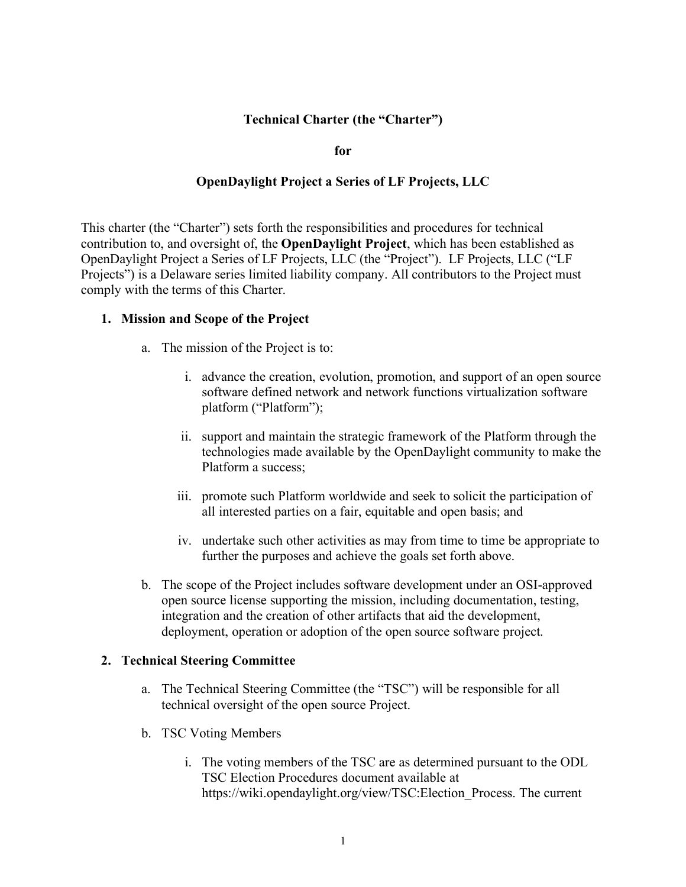**Technical Charter (the "Charter")**

**for**

**OpenDaylight Project a Series of LF Projects, LLC**

This charter (the "Charter") sets forth the responsibilities and procedures for technical contribution to, and oversight of, the **OpenDaylight Project**, which has been established as OpenDaylight Project a Series of LF Projects, LLC (the "Project"). LF Projects, LLC ("LF Projects") is a Delaware series limited liability company. All contributors to the Project must comply with the terms of this Charter.

## 1. Mission and Scope of the Project

a. The mission of the Project is to:

   i. advance the creation, evolution, promotion, and support of an open source software defined network and network functions virtualization software platform ("Platform");

   ii. support and maintain the strategic framework of the Platform through the technologies made available by the OpenDaylight community to make the Platform a success;

   iii. promote such Platform worldwide and seek to solicit the participation of all interested parties on a fair, equitable and open basis; and

   iv. undertake such other activities as may from time to time be appropriate to further the purposes and achieve the goals set forth above.

b. The scope of the Project includes software development under an OSI-approved open source license supporting the mission, including documentation, testing, integration and the creation of other artifacts that aid the development, deployment, operation or adoption of the open source software project.

## 2. Technical Steering Committee

a. The Technical Steering Committee (the "TSC") will be responsible for all technical oversight of the open source Project.

b. TSC Voting Members

   i. The voting members of the TSC are as determined pursuant to the ODL TSC Election Procedures document available at https://wiki.opendaylight.org/view/TSC:Election_Process. The current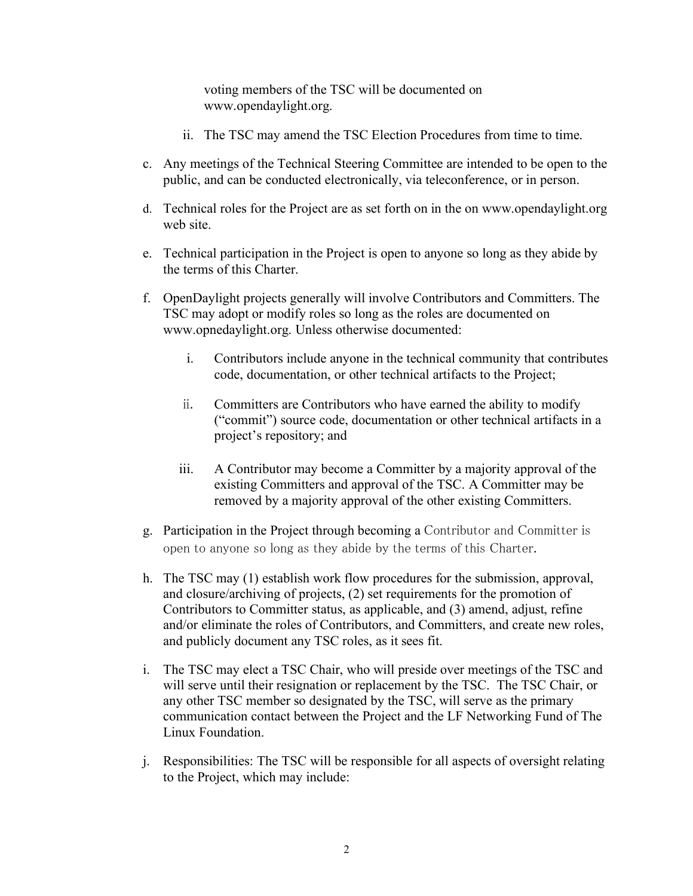voting members of the TSC will be documented on www.opendaylight.org.

   ii. The TSC may amend the TSC Election Procedures from time to time.

c. Any meetings of the Technical Steering Committee are intended to be open to the public, and can be conducted electronically, via teleconference, or in person.

d. Technical roles for the Project are as set forth on in the on www.opendaylight.org web site.

e. Technical participation in the Project is open to anyone so long as they abide by the terms of this Charter.

f. OpenDaylight projects generally will involve Contributors and Committers. The TSC may adopt or modify roles so long as the roles are documented on www.opnedaylight.org. Unless otherwise documented:

   i. Contributors include anyone in the technical community that contributes code, documentation, or other technical artifacts to the Project;

   ii. Committers are Contributors who have earned the ability to modify ("commit") source code, documentation or other technical artifacts in a project's repository; and

   iii. A Contributor may become a Committer by a majority approval of the existing Committers and approval of the TSC. A Committer may be removed by a majority approval of the other existing Committers.

g. Participation in the Project through becoming a Contributor and Committer is open to anyone so long as they abide by the terms of this Charter.

h. The TSC may (1) establish work flow procedures for the submission, approval, and closure/archiving of projects, (2) set requirements for the promotion of Contributors to Committer status, as applicable, and (3) amend, adjust, refine and/or eliminate the roles of Contributors, and Committers, and create new roles, and publicly document any TSC roles, as it sees fit.

i. The TSC may elect a TSC Chair, who will preside over meetings of the TSC and will serve until their resignation or replacement by the TSC. The TSC Chair, or any other TSC member so designated by the TSC, will serve as the primary communication contact between the Project and the LF Networking Fund of The Linux Foundation.

j. Responsibilities: The TSC will be responsible for all aspects of oversight relating to the Project, which may include: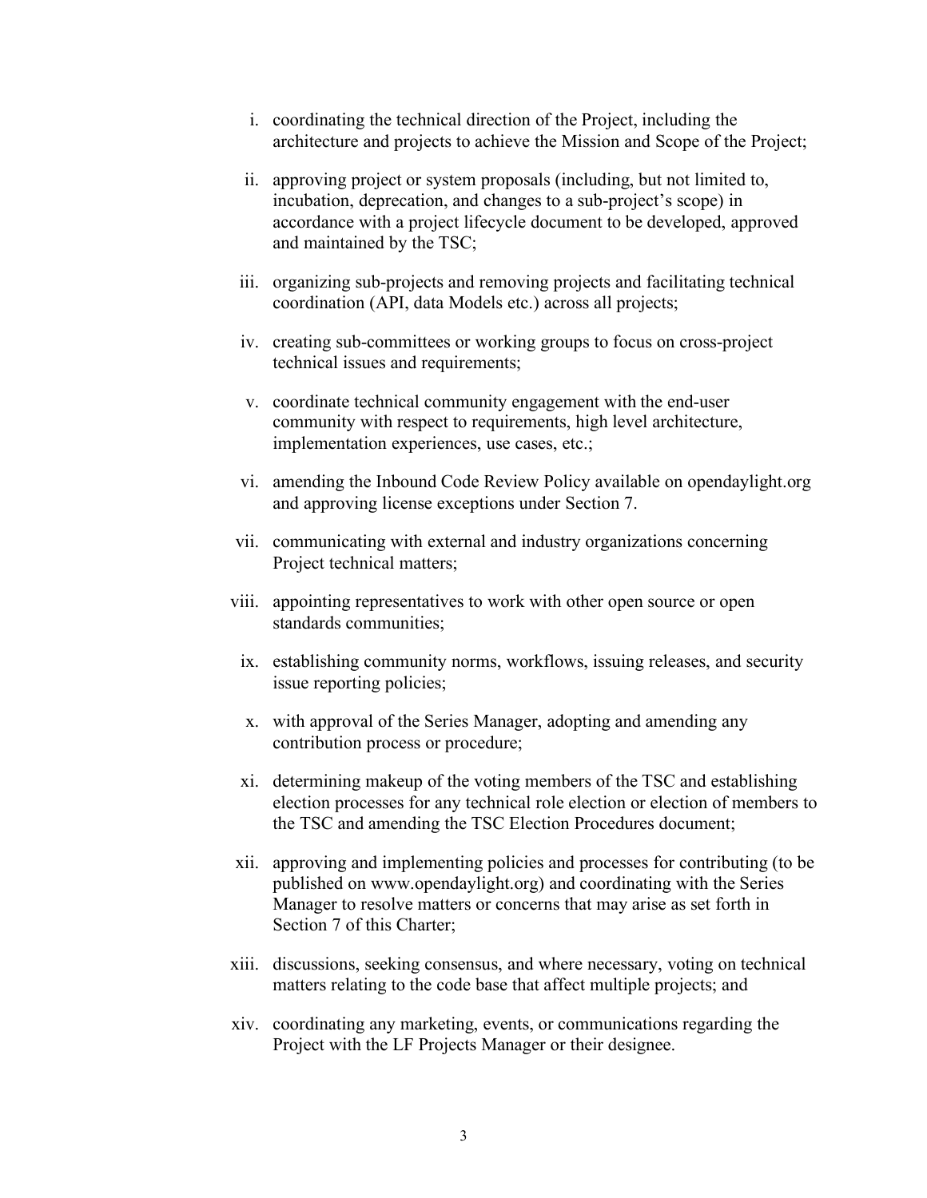i. coordinating the technical direction of the Project, including the architecture and projects to achieve the Mission and Scope of the Project;

ii. approving project or system proposals (including, but not limited to, incubation, deprecation, and changes to a sub-project's scope) in accordance with a project lifecycle document to be developed, approved and maintained by the TSC;

iii. organizing sub-projects and removing projects and facilitating technical coordination (API, data Models etc.) across all projects;

iv. creating sub-committees or working groups to focus on cross-project technical issues and requirements;

v. coordinate technical community engagement with the end-user community with respect to requirements, high level architecture, implementation experiences, use cases, etc.;

vi. amending the Inbound Code Review Policy available on opendaylight.org and approving license exceptions under Section 7.

vii. communicating with external and industry organizations concerning Project technical matters;

viii. appointing representatives to work with other open source or open standards communities;

ix. establishing community norms, workflows, issuing releases, and security issue reporting policies;

x. with approval of the Series Manager, adopting and amending any contribution process or procedure;

xi. determining makeup of the voting members of the TSC and establishing election processes for any technical role election or election of members to the TSC and amending the TSC Election Procedures document;

xii. approving and implementing policies and processes for contributing (to be published on www.opendaylight.org) and coordinating with the Series Manager to resolve matters or concerns that may arise as set forth in Section 7 of this Charter;

xiii. discussions, seeking consensus, and where necessary, voting on technical matters relating to the code base that affect multiple projects; and

xiv. coordinating any marketing, events, or communications regarding the Project with the LF Projects Manager or their designee.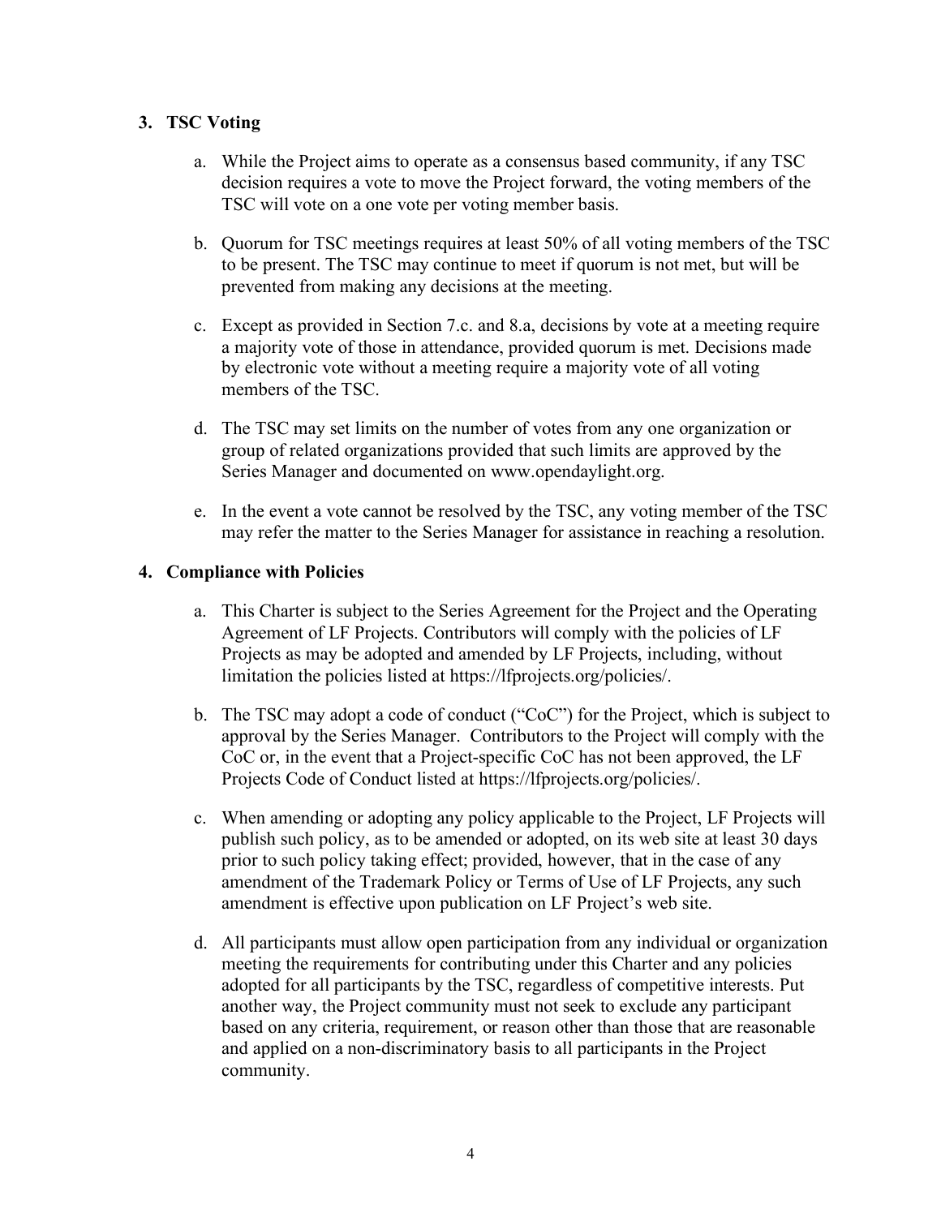## 3. TSC Voting

a. While the Project aims to operate as a consensus based community, if any TSC decision requires a vote to move the Project forward, the voting members of the TSC will vote on a one vote per voting member basis.

b. Quorum for TSC meetings requires at least 50% of all voting members of the TSC to be present. The TSC may continue to meet if quorum is not met, but will be prevented from making any decisions at the meeting.

c. Except as provided in Section 7.c. and 8.a, decisions by vote at a meeting require a majority vote of those in attendance, provided quorum is met. Decisions made by electronic vote without a meeting require a majority vote of all voting members of the TSC.

d. The TSC may set limits on the number of votes from any one organization or group of related organizations provided that such limits are approved by the Series Manager and documented on www.opendaylight.org.

e. In the event a vote cannot be resolved by the TSC, any voting member of the TSC may refer the matter to the Series Manager for assistance in reaching a resolution.

## 4. Compliance with Policies

a. This Charter is subject to the Series Agreement for the Project and the Operating Agreement of LF Projects. Contributors will comply with the policies of LF Projects as may be adopted and amended by LF Projects, including, without limitation the policies listed at https://lfprojects.org/policies/.

b. The TSC may adopt a code of conduct ("CoC") for the Project, which is subject to approval by the Series Manager. Contributors to the Project will comply with the CoC or, in the event that a Project-specific CoC has not been approved, the LF Projects Code of Conduct listed at https://lfprojects.org/policies/.

c. When amending or adopting any policy applicable to the Project, LF Projects will publish such policy, as to be amended or adopted, on its web site at least 30 days prior to such policy taking effect; provided, however, that in the case of any amendment of the Trademark Policy or Terms of Use of LF Projects, any such amendment is effective upon publication on LF Project's web site.

d. All participants must allow open participation from any individual or organization meeting the requirements for contributing under this Charter and any policies adopted for all participants by the TSC, regardless of competitive interests. Put another way, the Project community must not seek to exclude any participant based on any criteria, requirement, or reason other than those that are reasonable and applied on a non-discriminatory basis to all participants in the Project community.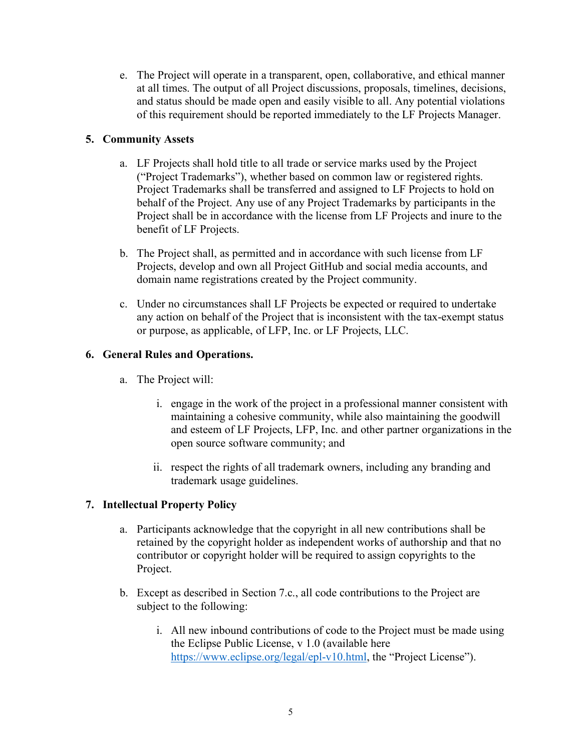e. The Project will operate in a transparent, open, collaborative, and ethical manner at all times. The output of all Project discussions, proposals, timelines, decisions, and status should be made open and easily visible to all. Any potential violations of this requirement should be reported immediately to the LF Projects Manager.

**5. Community Assets**

a. LF Projects shall hold title to all trade or service marks used by the Project ("Project Trademarks"), whether based on common law or registered rights. Project Trademarks shall be transferred and assigned to LF Projects to hold on behalf of the Project. Any use of any Project Trademarks by participants in the Project shall be in accordance with the license from LF Projects and inure to the benefit of LF Projects.

b. The Project shall, as permitted and in accordance with such license from LF Projects, develop and own all Project GitHub and social media accounts, and domain name registrations created by the Project community.

c. Under no circumstances shall LF Projects be expected or required to undertake any action on behalf of the Project that is inconsistent with the tax-exempt status or purpose, as applicable, of LFP, Inc. or LF Projects, LLC.

**6. General Rules and Operations.**

a. The Project will:

   i. engage in the work of the project in a professional manner consistent with maintaining a cohesive community, while also maintaining the goodwill and esteem of LF Projects, LFP, Inc. and other partner organizations in the open source software community; and

   ii. respect the rights of all trademark owners, including any branding and trademark usage guidelines.

**7. Intellectual Property Policy**

a. Participants acknowledge that the copyright in all new contributions shall be retained by the copyright holder as independent works of authorship and that no contributor or copyright holder will be required to assign copyrights to the Project.

b. Except as described in Section 7.c., all code contributions to the Project are subject to the following:

   i. All new inbound contributions of code to the Project must be made using the Eclipse Public License, v 1.0 (available here https://www.eclipse.org/legal/epl-v10.html, the "Project License").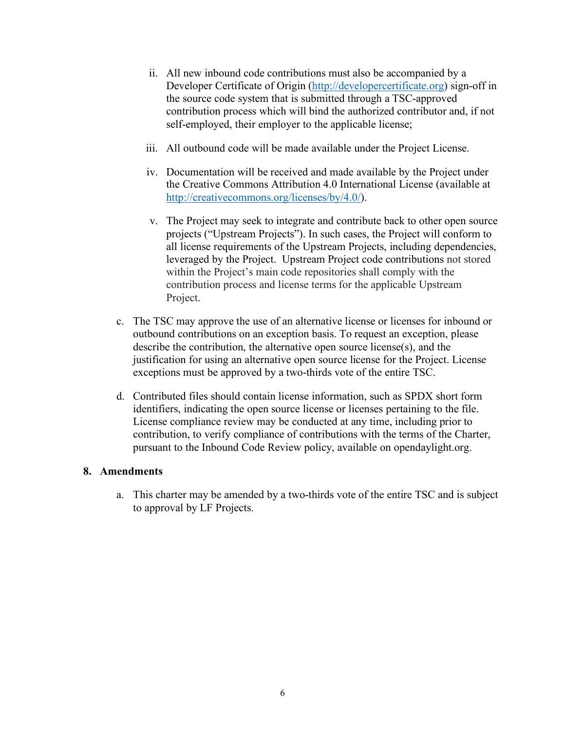ii. All new inbound code contributions must also be accompanied by a Developer Certificate of Origin (http://developercertificate.org) sign-off in the source code system that is submitted through a TSC-approved contribution process which will bind the authorized contributor and, if not self-employed, their employer to the applicable license;

iii. All outbound code will be made available under the Project License.

iv. Documentation will be received and made available by the Project under the Creative Commons Attribution 4.0 International License (available at http://creativecommons.org/licenses/by/4.0/).

v. The Project may seek to integrate and contribute back to other open source projects ("Upstream Projects"). In such cases, the Project will conform to all license requirements of the Upstream Projects, including dependencies, leveraged by the Project. Upstream Project code contributions not stored within the Project's main code repositories shall comply with the contribution process and license terms for the applicable Upstream Project.

c. The TSC may approve the use of an alternative license or licenses for inbound or outbound contributions on an exception basis. To request an exception, please describe the contribution, the alternative open source license(s), and the justification for using an alternative open source license for the Project. License exceptions must be approved by a two-thirds vote of the entire TSC.

d. Contributed files should contain license information, such as SPDX short form identifiers, indicating the open source license or licenses pertaining to the file. License compliance review may be conducted at any time, including prior to contribution, to verify compliance of contributions with the terms of the Charter, pursuant to the Inbound Code Review policy, available on opendaylight.org.

**8. Amendments**

a. This charter may be amended by a two-thirds vote of the entire TSC and is subject to approval by LF Projects.